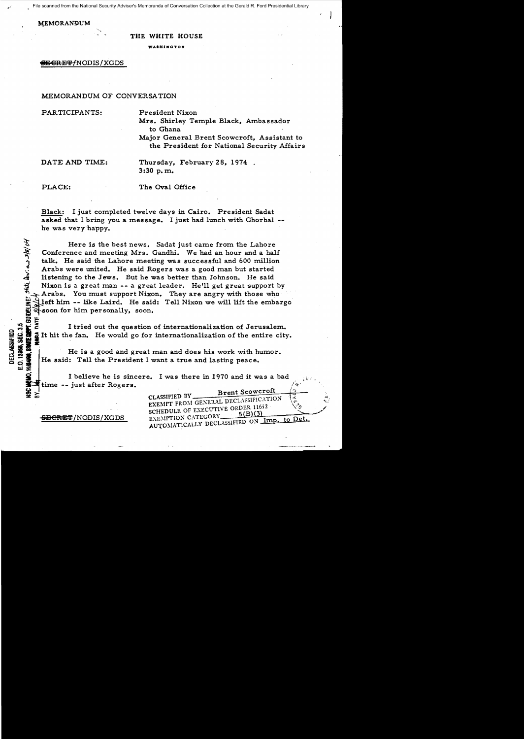File scanned from the National Security Adviser's Memoranda of Conversation Collection at the Gerald R. Ford Presidential Library

MEMORANDUM

THE WHITE HOUSE

WASHINGTON

~~SECRET~~/NODIS/XGDS

MEMORANDUM OF CONVERSATION

PARTICIPANTS: President Nixon
Mrs. Shirley Temple Black, Ambassador to Ghana
Major General Brent Scowcroft, Assistant to the President for National Security Affairs

DATE AND TIME: Thursday, February 28, 1974. 3:30 p.m.

PLACE: The Oval Office

Black: I just completed twelve days in Cairo. President Sadat asked that I bring you a message. I just had lunch with Ghorbal -- he was very happy.

Here is the best news. Sadat just came from the Lahore Conference and meeting Mrs. Gandhi. We had an hour and a half talk. He said the Lahore meeting was successful and 600 million Arabs were united. He said Rogers was a good man but started listening to the Jews. But he was better than Johnson. He said Nixon is a great man -- a great leader. He'll get great support by Arabs. You must support Nixon. They are angry with those who left him -- like Laird. He said: Tell Nixon we will lift the embargo soon for him personally, soon.

I tried out the question of internationalization of Jerusalem. It hit the fan. He would go for internationalization of the entire city.

He is a good and great man and does his work with humor. He said: Tell the President I want a true and lasting peace.

I believe he is sincere. I was there in 1970 and it was a bad time -- just after Rogers.

DECLASSIFIED
E.O. 12958, SEC. 3.5
NSC MEMO, 11/24/98, STATE DEPT. GUIDELINES State Rev. 3/8/04
BY ___ NARA DATE 3/4/04

CLASSIFIED BY Brent Scowcroft
EXEMPT FROM GENERAL DECLASSIFICATION SCHEDULE OF EXECUTIVE ORDER 11652
EXEMPTION CATEGORY 5(B)(3)
AUTOMATICALLY DECLASSIFIED ON Imp. to Det.

~~SECRET~~/NODIS/XGDS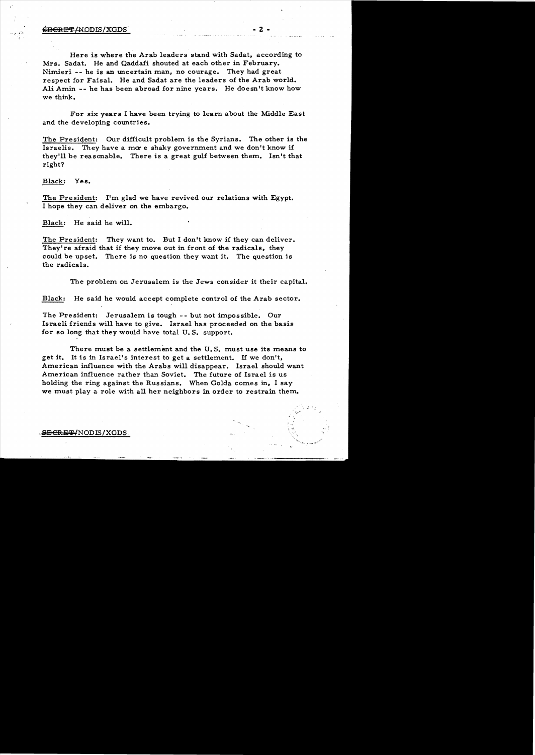Here is where the Arab leaders stand with Sadat, according to Mrs. Sadat. He and Qaddafi shouted at each other in February. Nimieri -- he is an uncertain man, no courage. They had great respect for Faisal. He and Sadat are the leaders of the Arab world. Ali Amin -- he has been abroad for nine years. He doesn't know how we think.

For six years I have been trying to learn about the Middle East and the developing countries.

The President: Our difficult problem is the Syrians. The other is the Israelis. They have a more shaky government and we don't know if they'll be reasonable. There is a great gulf between them. Isn't that right?

Black: Yes.

The President: I'm glad we have revived our relations with Egypt. I hope they can deliver on the embargo.

Black: He said he will.

The President: They want to. But I don't know if they can deliver. They're afraid that if they move out in front of the radicals, they could be upset. There is no question they want it. The question is the radicals.

The problem on Jerusalem is the Jews consider it their capital.

Black: He said he would accept complete control of the Arab sector.

The President: Jerusalem is tough -- but not impossible. Our Israeli friends will have to give. Israel has proceeded on the basis for so long that they would have total U.S. support.

There must be a settlement and the U.S. must use its means to get it. It is in Israel's interest to get a settlement. If we don't, American influence with the Arabs will disappear. Israel should want American influence rather than Soviet. The future of Israel is us holding the ring against the Russians. When Golda comes in, I say we must play a role with all her neighbors in order to restrain them.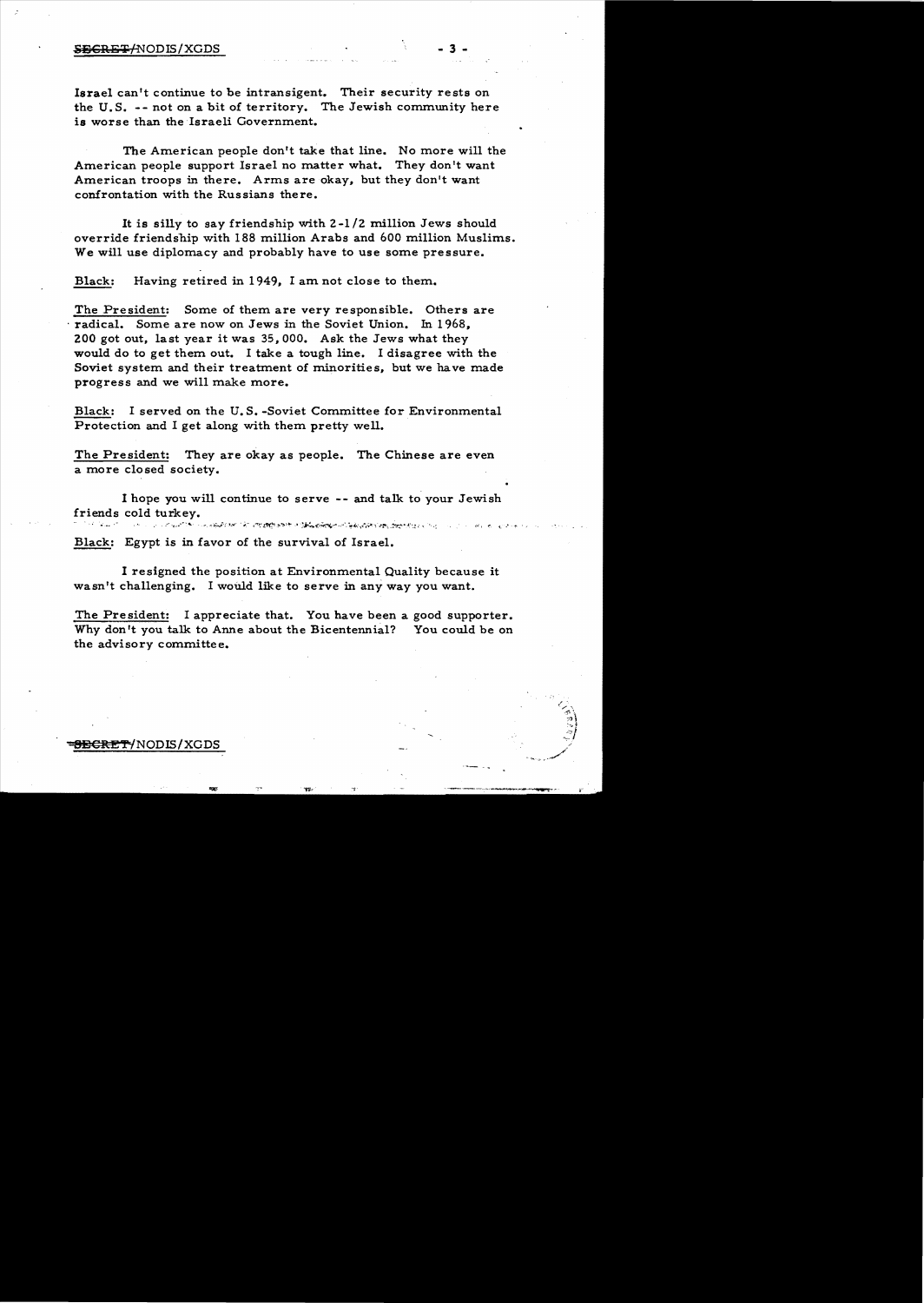Israel can't continue to be intransigent. Their security rests on the U.S. -- not on a bit of territory. The Jewish community here is worse than the Israeli Government.

The American people don't take that line. No more will the American people support Israel no matter what. They don't want American troops in there. Arms are okay, but they don't want confrontation with the Russians there.

It is silly to say friendship with 2-1/2 million Jews should override friendship with 188 million Arabs and 600 million Muslims. We will use diplomacy and probably have to use some pressure.

Black: Having retired in 1949, I am not close to them.

The President: Some of them are very responsible. Others are radical. Some are now on Jews in the Soviet Union. In 1968, 200 got out, last year it was 35,000. Ask the Jews what they would do to get them out. I take a tough line. I disagree with the Soviet system and their treatment of minorities, but we have made progress and we will make more.

Black: I served on the U.S.-Soviet Committee for Environmental Protection and I get along with them pretty well.

The President: They are okay as people. The Chinese are even a more closed society.

I hope you will continue to serve -- and talk to your Jewish friends cold turkey.

Black: Egypt is in favor of the survival of Israel.

I resigned the position at Environmental Quality because it wasn't challenging. I would like to serve in any way you want.

The President: I appreciate that. You have been a good supporter. Why don't you talk to Anne about the Bicentennial? You could be on the advisory committee.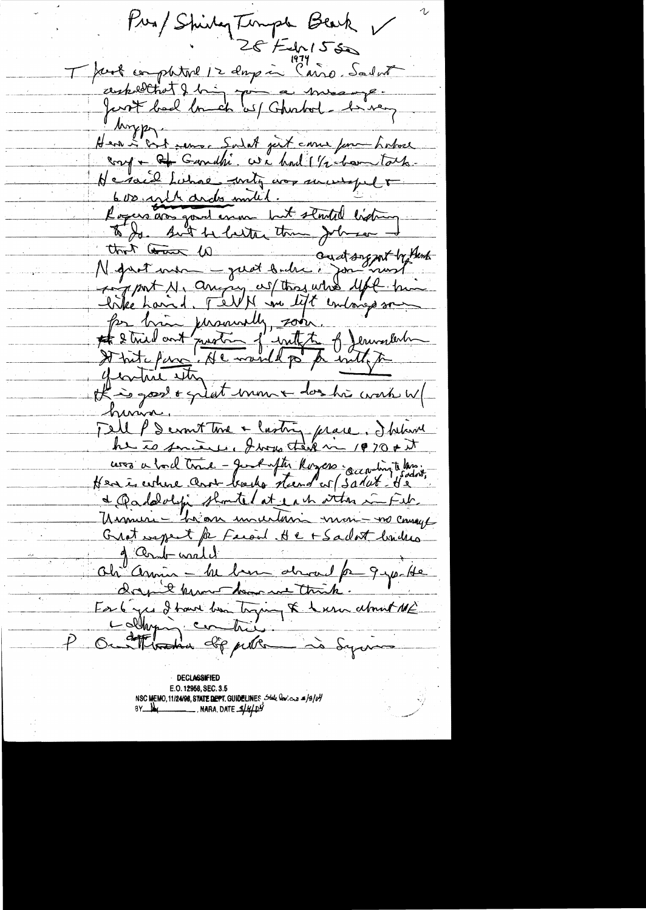Pres/Shirley Temple Black ✓

28 Feb 1550

1974

I just completed 12 days in Cairo. Sadat asked that I bring you a message.

Just had lunch w/ Ghorbal - he very happy.

Here is first msg. Sadat just came from Lahore mtg + & Gandhi. We had 1 1/2 hour talk.

He said Lahore mtg was successful + 600 with Arabs united.

Rogers was good man but started listening to Jo. But he better than Johnson and that Grace W ... and support by Arab.

N great man - great leader; you must support N. Angry w/ those who left him like Laird. Tell N we left embassy room for him personally, soon.

I tried out question of entity of Jerusalem to hit & feel. He would go for entity in ... & entire city

K is good + great man + does his work w/ humor.

Tell P I want true + lasting peace. I believe he is sincere. I was there in 1970 & it was a bad time - just after Rogers. According to him, Here is where Arab backs stand w/ Sadat. He & Qaddafi shouted at each other in Feb.

Numeri - he an uncertain man - no courage.

Great respect for Faisal. He + Sadat leaders of Arab world.

Ali Amin - he been abroad for 9 yrs. He doesn't know how we think.

For 6 yrs I have been trying to learn about ME - delegating contrib.

P Our ... is Syria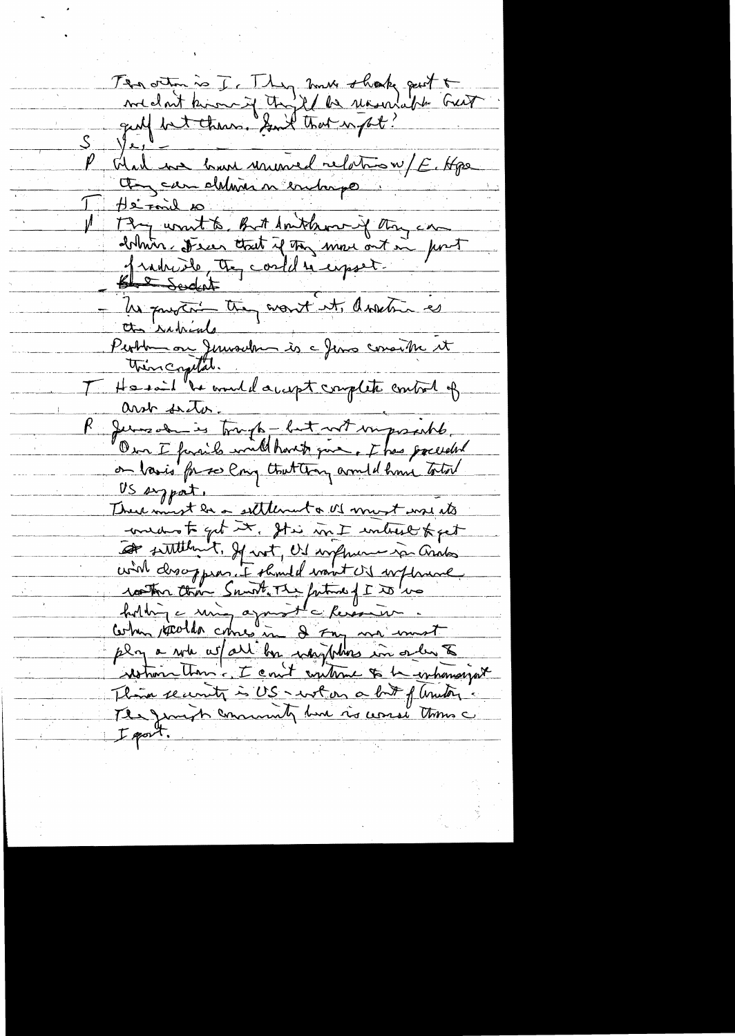The question is I. They must shake/get &
we don't know if they'll be reasonable but
grab but there. Isn't that right?

S Yes.

P Had we have renewed relations w/ E. Hope
they can deliver on embargo.

T He said so.

P They want to. But don't know if they can
deliver. I fear that if they move out in front
of radicals, they could be upset.

~~But Sadat~~

- No question they want it. Assad is
the radical.

Problem on Jerusalem is c Jews consider it
their capital.

T He said he would accept complete control of
Arab sector.

P Jerusalem is tough — but not impossible.
Once I finish will have to go. I have proceeded
on basis for so long that they would have total
US support.

There must be a settlement & US must use its
means to get it. It's in I interest to get
a settlement. If not, US influence in Arabs
will disappear. I should want US influence
rather than Soviet. The future of I is no
holding a ring against c Russians.
When trouble comes in I say we must
play a role w/ all her neighbors in order to
restrain them. I can't continue to be intransigent.
Their security is US — not on a bit of territory.
The Jewish community here is worse than c
I govt.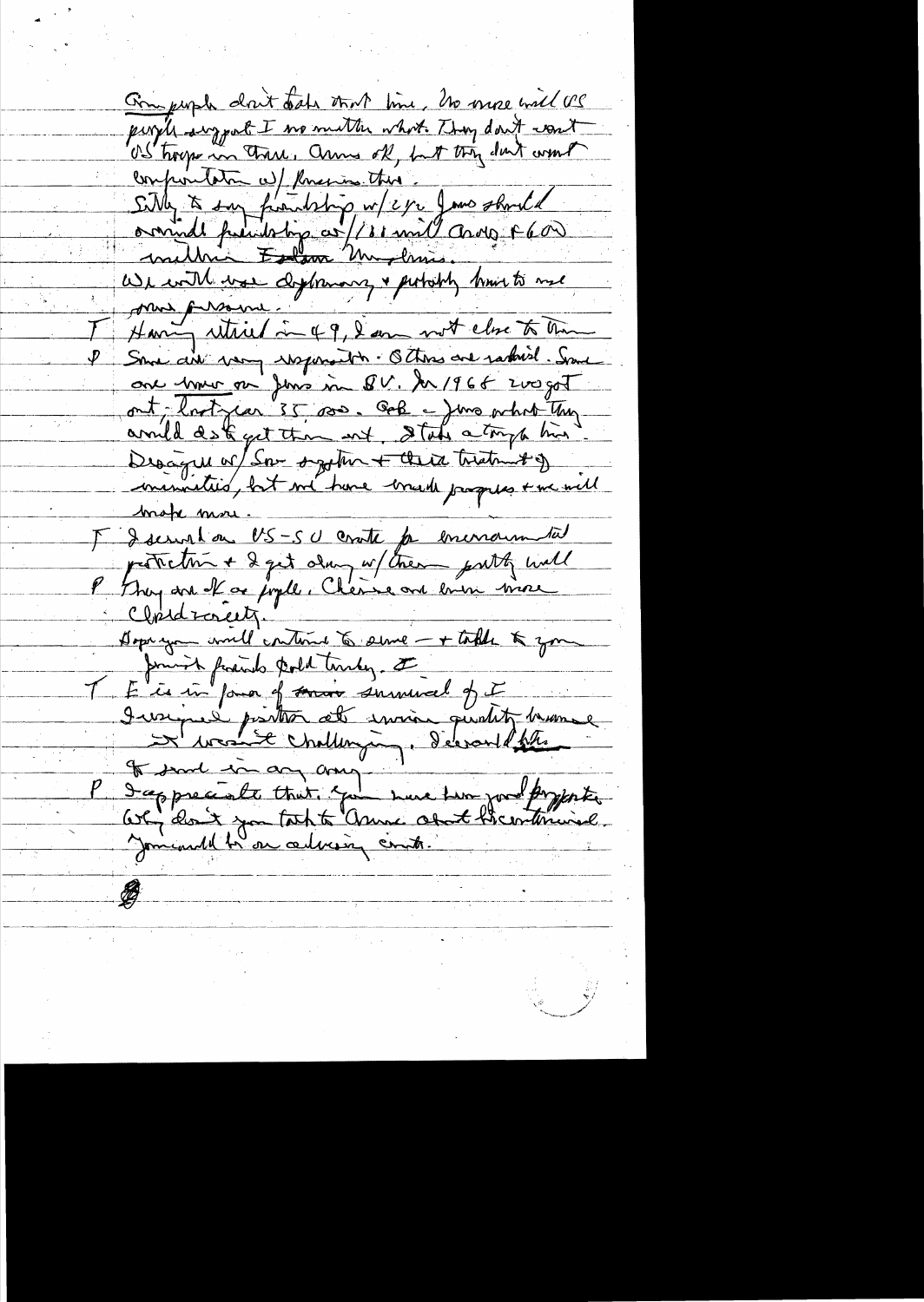Our people don't take that line. No more will US people support I no matter what. They don't want US troops in there. Arms ok, but they don't want confrontation w/ Russia there.

Silly to say friendship w/ Egypt, Jews should override friendship w/ 100 mil Arabs + 600 million Islam Muslims.

We will use diplomacy + probably have to use some pressure.

T Having visited in 49, I am not close to them

P Some are very responsible. Others are radical. Some are here on Jews in SU. In 1968 200 got out; last year 35,000. Ask Jews what they would do to get them out. It takes a tough line.

Disagree w/ Sov system + their treatment of minorities, but we have made progress + we will make more.

T I served on US-SU Commission for environmental protection + I get along w/ them pretty well

P They are OK as people. Chinese are even more civilized.

Hope you will continue to serve — + talk to your Jewish friends Gold [?] today. I

T E is in favor of survival of I
I resigned position at environment quality because it wasn't challenging. I would like to serve in any way.

P I appreciate that. You have been good [?]. Why don't you talk to Connie about his continued. You could be an advisory [?].